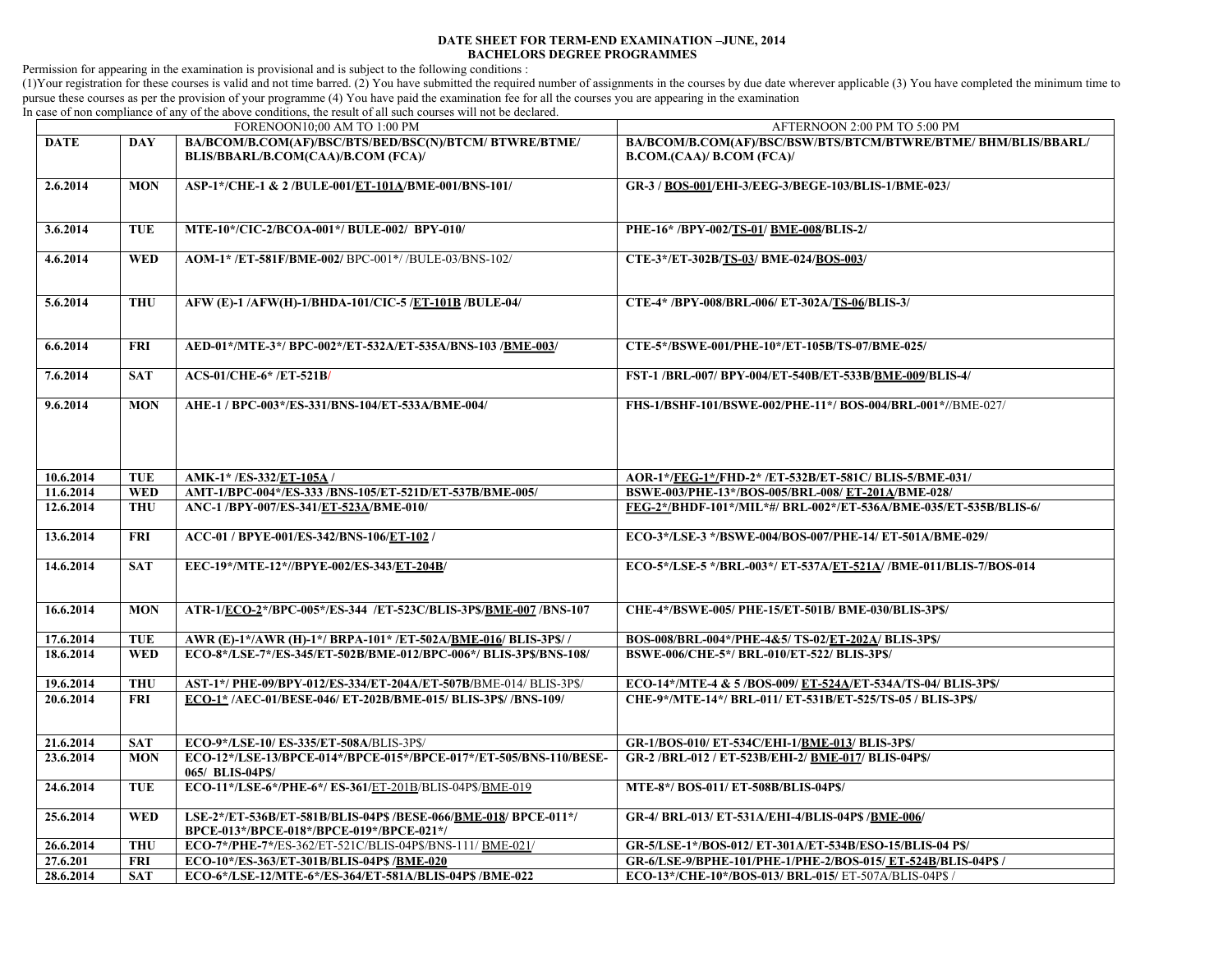**DATE SHEET FOR TERM-END EXAMINATION –JUNE, 2014**
**BACHELORS DEGREE PROGRAMMES**

Permission for appearing in the examination is provisional and is subject to the following conditions :
(1)Your registration for these courses is valid and not time barred. (2) You have submitted the required number of assignments in the courses by due date wherever applicable (3) You have completed the minimum time to pursue these courses as per the provision of your programme (4) You have paid the examination fee for all the courses you are appearing in the examination
In case of non compliance of any of the above conditions, the result of all such courses will not be declared.

| | | FORENOON10;00 AM TO 1:00 PM | AFTERNOON 2:00 PM TO 5:00 PM |
|---|---|---|---|
| **DATE** | **DAY** | **BA/BCOM/B.COM(AF)/BSC/BTS/BED/BSC(N)/BTCM/ BTWRE/BTME/ BLIS/BBARL/B.COM(CAA)/B.COM (FCA)/** | **BA/BCOM/B.COM(AF)/BSC/BSW/BTS/BTCM/BTWRE/BTME/ BHM/BLIS/BBARL/ B.COM.(CAA)/ B.COM (FCA)/** |
| **2.6.2014** | **MON** | **ASP-1*/CHE-1 & 2 /BULE-001/ET-101A/BME-001/BNS-101/** | **GR-3 / BOS-001/EHI-3/EEG-3/BEGE-103/BLIS-1/BME-023/** |
| **3.6.2014** | **TUE** | **MTE-10*/CIC-2/BCOA-001*/ BULE-002/ BPY-010/** | **PHE-16* /BPY-002/TS-01/ BME-008/BLIS-2/** |
| **4.6.2014** | **WED** | **AOM-1* /ET-581F/BME-002/** BPC-001*/ /BULE-03/BNS-102/ | **CTE-3*/ET-302B/TS-03/ BME-024/BOS-003/** |
| **5.6.2014** | **THU** | **AFW (E)-1 /AFW(H)-1/BHDA-101/CIC-5 /ET-101B /BULE-04/** | **CTE-4* /BPY-008/BRL-006/ ET-302A/TS-06/BLIS-3/** |
| **6.6.2014** | **FRI** | **AED-01*/MTE-3*/ BPC-002*/ET-532A/ET-535A/BNS-103 /BME-003/** | **CTE-5*/BSWE-001/PHE-10*/ET-105B/TS-07/BME-025/** |
| **7.6.2014** | **SAT** | **ACS-01/CHE-6* /ET-521B/** | **FST-1 /BRL-007/ BPY-004/ET-540B/ET-533B/BME-009/BLIS-4/** |
| **9.6.2014** | **MON** | **AHE-1 / BPC-003*/ES-331/BNS-104/ET-533A/BME-004/** | **FHS-1/BSHF-101/BSWE-002/PHE-11*/ BOS-004/BRL-001*/**/BME-027/ |
| **10.6.2014** | **TUE** | **AMK-1* /ES-332/ET-105A /** | **AOR-1*/FEG-1*/FHD-2* /ET-532B/ET-581C/ BLIS-5/BME-031/** |
| **11.6.2014** | **WED** | **AMT-1/BPC-004*/ES-333 /BNS-105/ET-521D/ET-537B/BME-005/** | **BSWE-003/PHE-13*/BOS-005/BRL-008/ ET-201A/BME-028/** |
| **12.6.2014** | **THU** | **ANC-1 /BPY-007/ES-341/ET-523A/BME-010/** | **FEG-2*/BHDF-101*/MIL*#/ BRL-002*/ET-536A/BME-035/ET-535B/BLIS-6/** |
| **13.6.2014** | **FRI** | **ACC-01 / BPYE-001/ES-342/BNS-106/ET-102 /** | **ECO-3*/LSE-3 */BSWE-004/BOS-007/PHE-14/ ET-501A/BME-029/** |
| **14.6.2014** | **SAT** | **EEC-19*/MTE-12*//BPYE-002/ES-343/ET-204B/** | **ECO-5*/LSE-5 */BRL-003*/ ET-537A/ET-521A/ /BME-011/BLIS-7/BOS-014** |
| **16.6.2014** | **MON** | **ATR-1/ECO-2*/BPC-005*/ES-344 /ET-523C/BLIS-3P$/BME-007 /BNS-107** | **CHE-4*/BSWE-005/ PHE-15/ET-501B/ BME-030/BLIS-3P$/** |
| **17.6.2014** | **TUE** | **AWR (E)-1*/AWR (H)-1*/ BRPA-101* /ET-502A/BME-016/ BLIS-3P$/ /** | **BOS-008/BRL-004*/PHE-4&5/ TS-02/ET-202A/ BLIS-3P$/** |
| **18.6.2014** | **WED** | **ECO-8*/LSE-7*/ES-345/ET-502B/BME-012/BPC-006*/ BLIS-3P$/BNS-108/** | **BSWE-006/CHE-5*/ BRL-010/ET-522/ BLIS-3P$/** |
| **19.6.2014** | **THU** | **AST-1*/ PHE-09/BPY-012/ES-334/ET-204A/ET-507B/**BME-014/ BLIS-3P$/ | **ECO-14*/MTE-4 & 5 /BOS-009/ ET-524A/ET-534A/TS-04/ BLIS-3P$/** |
| **20.6.2014** | **FRI** | **ECO-1* /AEC-01/BESE-046/ ET-202B/BME-015/ BLIS-3P$/ /BNS-109/** | **CHE-9*/MTE-14*/ BRL-011/ ET-531B/ET-525/TS-05 / BLIS-3P$/** |
| **21.6.2014** | **SAT** | **ECO-9*/LSE-10/ ES-335/ET-508A/**BLIS-3P$/ | **GR-1/BOS-010/ ET-534C/EHI-1/BME-013/ BLIS-3P$/** |
| **23.6.2014** | **MON** | **ECO-12*/LSE-13/BPCE-014*/BPCE-015*/BPCE-017*/ET-505/BNS-110/BESE-065/ BLIS-04P$/** | **GR-2 /BRL-012 / ET-523B/EHI-2/ BME-017/ BLIS-04P$/** |
| **24.6.2014** | **TUE** | **ECO-11*/LSE-6*/PHE-6*/ ES-361/**ET-201B/BLIS-04P$/BME-019 | **MTE-8*/ BOS-011/ ET-508B/BLIS-04P$/** |
| **25.6.2014** | **WED** | **LSE-2*/ET-536B/ET-581B/BLIS-04P$ /BESE-066/BME-018/ BPCE-011*/ BPCE-013*/BPCE-018*/BPCE-019*/BPCE-021*/** | **GR-4/ BRL-013/ ET-531A/EHI-4/BLIS-04P$ /BME-006/** |
| **26.6.2014** | **THU** | **ECO-7*/PHE-7*/**ES-362/ET-521C/BLIS-04P$/BNS-111/ BME-021/ | **GR-5/LSE-1*/BOS-012/ ET-301A/ET-534B/ESO-15/BLIS-04 P$/** |
| **27.6.201** | **FRI** | **ECO-10*/ES-363/ET-301B/BLIS-04P$ /BME-020** | **GR-6/LSE-9/BPHE-101/PHE-1/PHE-2/BOS-015/ ET-524B/BLIS-04P$ /** |
| **28.6.2014** | **SAT** | **ECO-6*/LSE-12/MTE-6*/ES-364/ET-581A/BLIS-04P$ /BME-022** | **ECO-13*/CHE-10*/BOS-013/ BRL-015/** ET-507A/BLIS-04P$ / |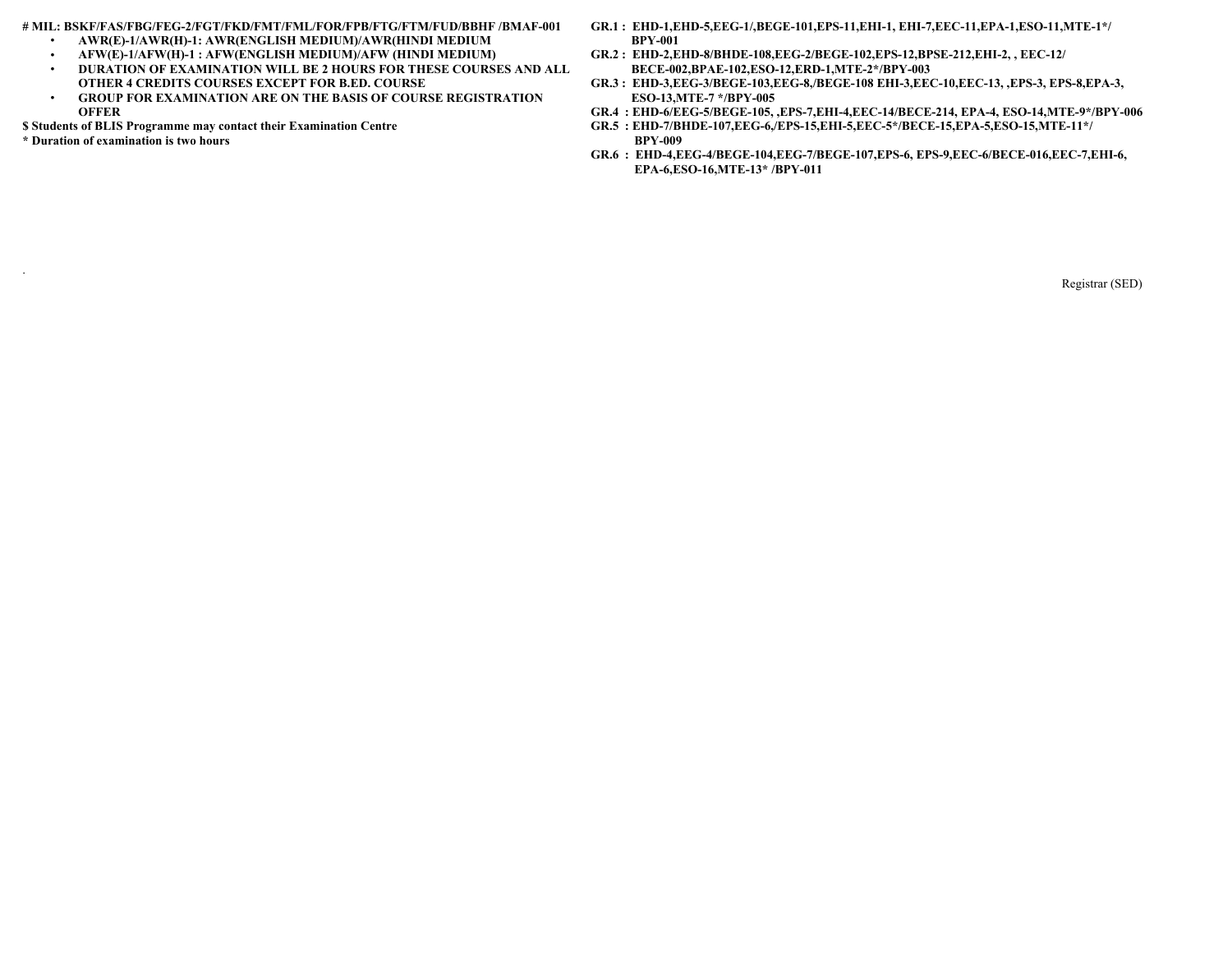**# MIL: BSKF/FAS/FBG/FEG-2/FGT/FKD/FMT/FML/FOR/FPB/FTG/FTM/FUD/BBHF /BMAF-001**

- **AWR(E)-1/AWR(H)-1: AWR(ENGLISH MEDIUM)/AWR(HINDI MEDIUM**
- **AFW(E)-1/AFW(H)-1 : AFW(ENGLISH MEDIUM)/AFW (HINDI MEDIUM)**
- **DURATION OF EXAMINATION WILL BE 2 HOURS FOR THESE COURSES AND ALL OTHER 4 CREDITS COURSES EXCEPT FOR B.ED. COURSE**
- **GROUP FOR EXAMINATION ARE ON THE BASIS OF COURSE REGISTRATION OFFER**

**$ Students of BLIS Programme may contact their Examination Centre**

**\* Duration of examination is two hours**

**GR.1 : EHD-1,EHD-5,EEG-1/,BEGE-101,EPS-11,EHI-1, EHI-7,EEC-11,EPA-1,ESO-11,MTE-1*/ BPY-001**

**GR.2 : EHD-2,EHD-8/BHDE-108,EEG-2/BEGE-102,EPS-12,BPSE-212,EHI-2, , EEC-12/ BECE-002,BPAE-102,ESO-12,ERD-1,MTE-2*/BPY-003**

**GR.3 : EHD-3,EEG-3/BEGE-103,EEG-8,/BEGE-108 EHI-3,EEC-10,EEC-13, ,EPS-3, EPS-8,EPA-3, ESO-13,MTE-7 */BPY-005**

**GR.4 : EHD-6/EEG-5/BEGE-105, ,EPS-7,EHI-4,EEC-14/BECE-214, EPA-4, ESO-14,MTE-9*/BPY-006**

**GR.5 : EHD-7/BHDE-107,EEG-6,/EPS-15,EHI-5,EEC-5*/BECE-15,EPA-5,ESO-15,MTE-11*/ BPY-009**

**GR.6 : EHD-4,EEG-4/BEGE-104,EEG-7/BEGE-107,EPS-6, EPS-9,EEC-6/BECE-016,EEC-7,EHI-6, EPA-6,ESO-16,MTE-13* /BPY-011**

Registrar (SED)